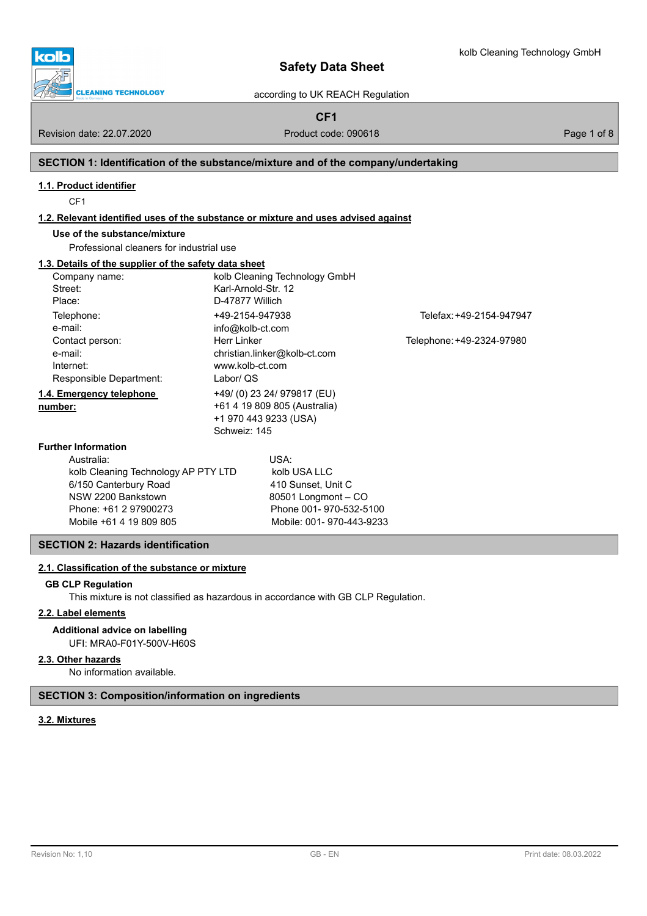# Safety Data Sheet

according to UK REACH Regulation

**CF1**

Revision date: 22.07.2020 | Product code: 090618

## SECTION 1: Identification of the substance/mixture and of the company/undertaking

### 1.1. Product identifier

CF1

### 1.2. Relevant identified uses of the substance or mixture and uses advised against

**Use of the substance/mixture**

Professional cleaners for industrial use

### 1.3. Details of the supplier of the safety data sheet

| | | |
|---|---|---|
| Company name: | kolb Cleaning Technology GmbH | |
| Street: | Karl-Arnold-Str. 12 | |
| Place: | D-47877 Willich | |
| Telephone: | +49-2154-947938 | Telefax: +49-2154-947947 |
| e-mail: | info@kolb-ct.com | |
| Contact person: | Herr Linker | Telephone: +49-2324-97980 |
| e-mail: | christian.linker@kolb-ct.com | |
| Internet: | www.kolb-ct.com | |
| Responsible Department: | Labor/ QS | |

### 1.4. Emergency telephone number:

+49/ (0) 23 24/ 979817 (EU)
+61 4 19 809 805 (Australia)
+1 970 443 9233 (USA)
Schweiz: 145

**Further Information**

Australia:
kolb Cleaning Technology AP PTY LTD
6/150 Canterbury Road
NSW 2200 Bankstown
Phone: +61 2 97900273
Mobile +61 4 19 809 805

USA:
kolb USA LLC
410 Sunset, Unit C
80501 Longmont – CO
Phone 001- 970-532-5100
Mobile: 001- 970-443-9233

## SECTION 2: Hazards identification

### 2.1. Classification of the substance or mixture

**GB CLP Regulation**

This mixture is not classified as hazardous in accordance with GB CLP Regulation.

### 2.2. Label elements

**Additional advice on labelling**

UFI: MRA0-F01Y-500V-H60S

### 2.3. Other hazards

No information available.

## SECTION 3: Composition/information on ingredients

### 3.2. Mixtures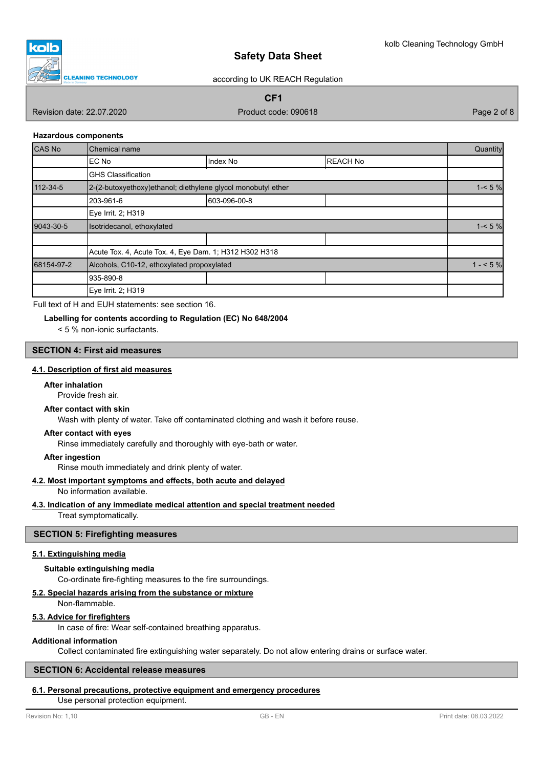**Hazardous components**

| CAS No | Chemical name | | | Quantity |
|---|---|---|---|---|
| | EC No | Index No | REACH No | |
| | GHS Classification | | | |
| 112-34-5 | 2-(2-butoxyethoxy)ethanol; diethylene glycol monobutyl ether | | | 1-< 5 % |
| | 203-961-6 | 603-096-00-8 | | |
| | Eye Irrit. 2; H319 | | | |
| 9043-30-5 | Isotridecanol, ethoxylated | | | 1-< 5 % |
| | | | | |
| | Acute Tox. 4, Acute Tox. 4, Eye Dam. 1; H312 H302 H318 | | | |
| 68154-97-2 | Alcohols, C10-12, ethoxylated propoxylated | | | 1 - < 5 % |
| | 935-890-8 | | | |
| | Eye Irrit. 2; H319 | | | |

Full text of H and EUH statements: see section 16.

**Labelling for contents according to Regulation (EC) No 648/2004**

< 5 % non-ionic surfactants.

## SECTION 4: First aid measures

### 4.1. Description of first aid measures

**After inhalation**

Provide fresh air.

**After contact with skin**

Wash with plenty of water. Take off contaminated clothing and wash it before reuse.

**After contact with eyes**

Rinse immediately carefully and thoroughly with eye-bath or water.

**After ingestion**

Rinse mouth immediately and drink plenty of water.

### 4.2. Most important symptoms and effects, both acute and delayed

No information available.

### 4.3. Indication of any immediate medical attention and special treatment needed

Treat symptomatically.

## SECTION 5: Firefighting measures

### 5.1. Extinguishing media

**Suitable extinguishing media**

Co-ordinate fire-fighting measures to the fire surroundings.

### 5.2. Special hazards arising from the substance or mixture

Non-flammable.

### 5.3. Advice for firefighters

In case of fire: Wear self-contained breathing apparatus.

**Additional information**

Collect contaminated fire extinguishing water separately. Do not allow entering drains or surface water.

## SECTION 6: Accidental release measures

### 6.1. Personal precautions, protective equipment and emergency procedures

Use personal protection equipment.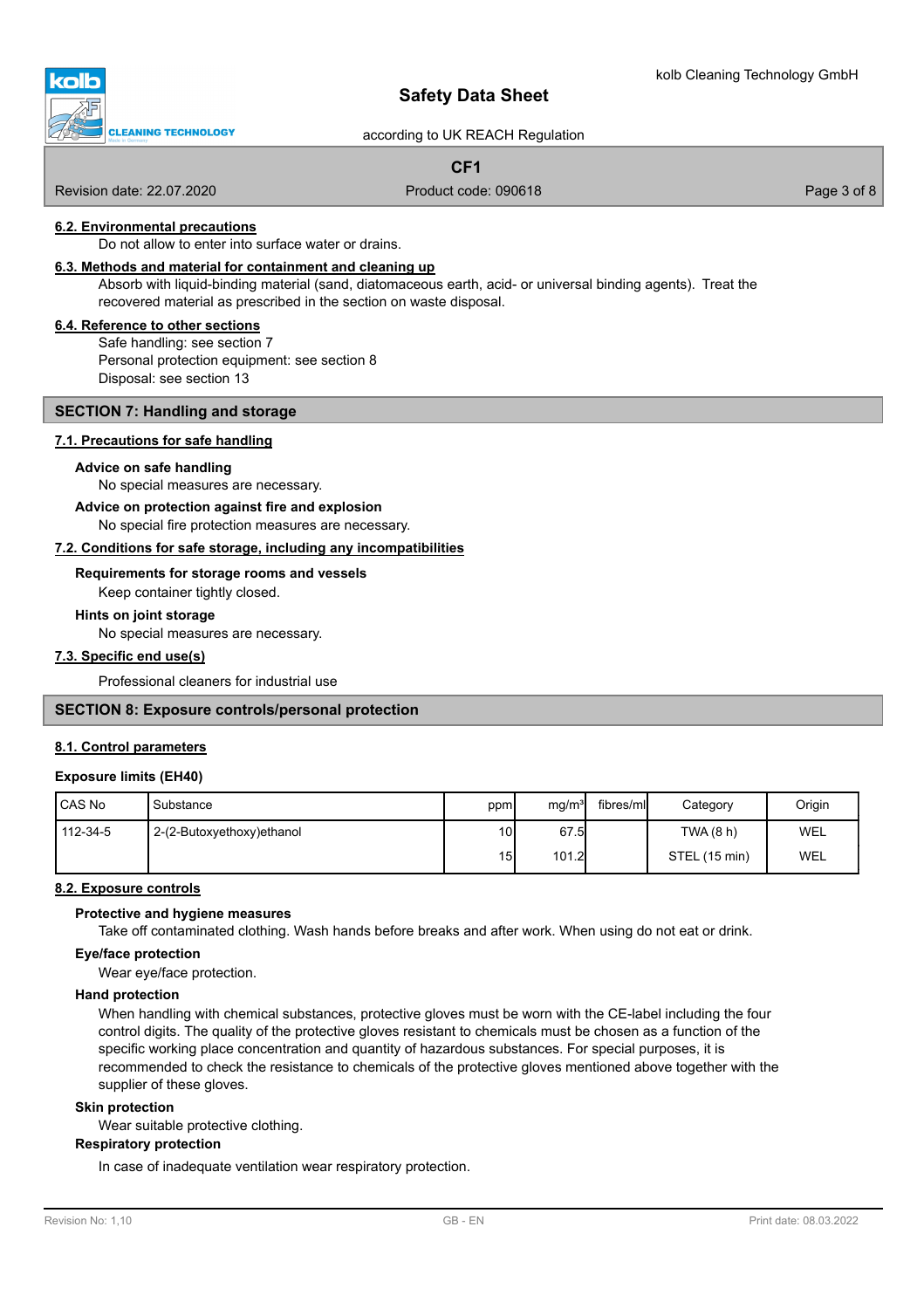#### 6.2. Environmental precautions

Do not allow to enter into surface water or drains.

#### 6.3. Methods and material for containment and cleaning up

Absorb with liquid-binding material (sand, diatomaceous earth, acid- or universal binding agents). Treat the recovered material as prescribed in the section on waste disposal.

#### 6.4. Reference to other sections

Safe handling: see section 7
Personal protection equipment: see section 8
Disposal: see section 13

## SECTION 7: Handling and storage

#### 7.1. Precautions for safe handling

**Advice on safe handling**

No special measures are necessary.

**Advice on protection against fire and explosion**

No special fire protection measures are necessary.

#### 7.2. Conditions for safe storage, including any incompatibilities

**Requirements for storage rooms and vessels**

Keep container tightly closed.

**Hints on joint storage**

No special measures are necessary.

#### 7.3. Specific end use(s)

Professional cleaners for industrial use

## SECTION 8: Exposure controls/personal protection

#### 8.1. Control parameters

**Exposure limits (EH40)**

| CAS No | Substance | ppm | mg/m³ | fibres/ml | Category | Origin |
|---|---|---|---|---|---|---|
| 112-34-5 | 2-(2-Butoxyethoxy)ethanol | 10 | 67.5 | | TWA (8 h) | WEL |
| | | 15 | 101.2 | | STEL (15 min) | WEL |

#### 8.2. Exposure controls

**Protective and hygiene measures**

Take off contaminated clothing. Wash hands before breaks and after work. When using do not eat or drink.

**Eye/face protection**

Wear eye/face protection.

**Hand protection**

When handling with chemical substances, protective gloves must be worn with the CE-label including the four control digits. The quality of the protective gloves resistant to chemicals must be chosen as a function of the specific working place concentration and quantity of hazardous substances. For special purposes, it is recommended to check the resistance to chemicals of the protective gloves mentioned above together with the supplier of these gloves.

**Skin protection**

Wear suitable protective clothing.

**Respiratory protection**

In case of inadequate ventilation wear respiratory protection.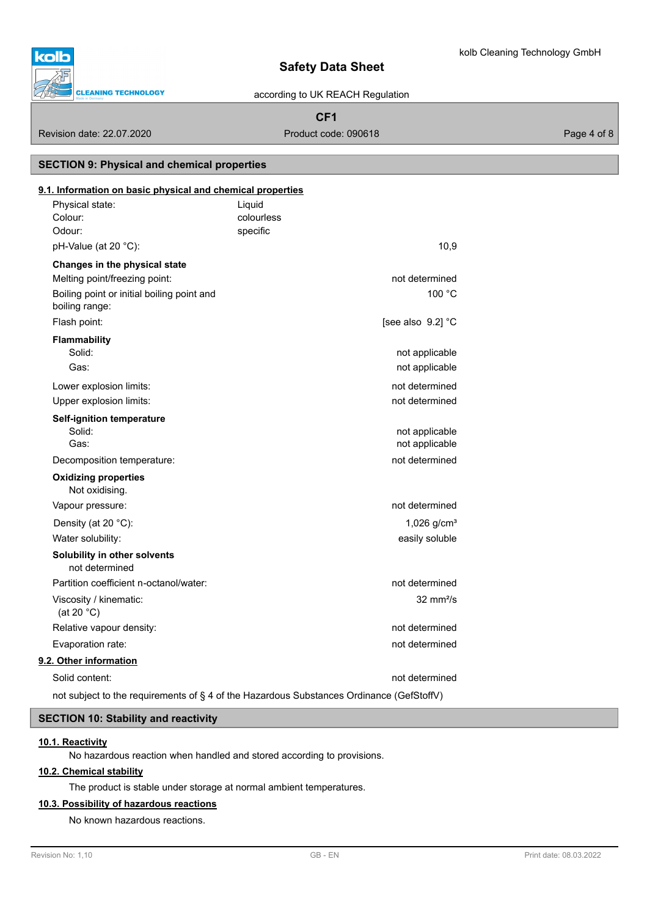## SECTION 9: Physical and chemical properties

### 9.1. Information on basic physical and chemical properties

| | | |
|---|---|---|
| Physical state: | Liquid | |
| Colour: | colourless | |
| Odour: | specific | |
| pH-Value (at 20 °C): | | 10,9 |

**Changes in the physical state**

| | |
|---|---|
| Melting point/freezing point: | not determined |
| Boiling point or initial boiling point and boiling range: | 100 °C |
| Flash point: | [see also 9.2] °C |

**Flammability**

| | |
|---|---|
| Solid: | not applicable |
| Gas: | not applicable |
| Lower explosion limits: | not determined |
| Upper explosion limits: | not determined |

**Self-ignition temperature**

| | |
|---|---|
| Solid: | not applicable |
| Gas: | not applicable |
| Decomposition temperature: | not determined |

**Oxidizing properties**

Not oxidising.

| | |
|---|---|
| Vapour pressure: | not determined |
| Density (at 20 °C): | 1,026 g/cm³ |
| Water solubility: | easily soluble |

**Solubility in other solvents**

not determined

| | |
|---|---|
| Partition coefficient n-octanol/water: | not determined |
| Viscosity / kinematic: (at 20 °C) | 32 mm²/s |
| Relative vapour density: | not determined |
| Evaporation rate: | not determined |

### 9.2. Other information

| | |
|---|---|
| Solid content: | not determined |

not subject to the requirements of § 4 of the Hazardous Substances Ordinance (GefStoffV)

## SECTION 10: Stability and reactivity

### 10.1. Reactivity

No hazardous reaction when handled and stored according to provisions.

### 10.2. Chemical stability

The product is stable under storage at normal ambient temperatures.

### 10.3. Possibility of hazardous reactions

No known hazardous reactions.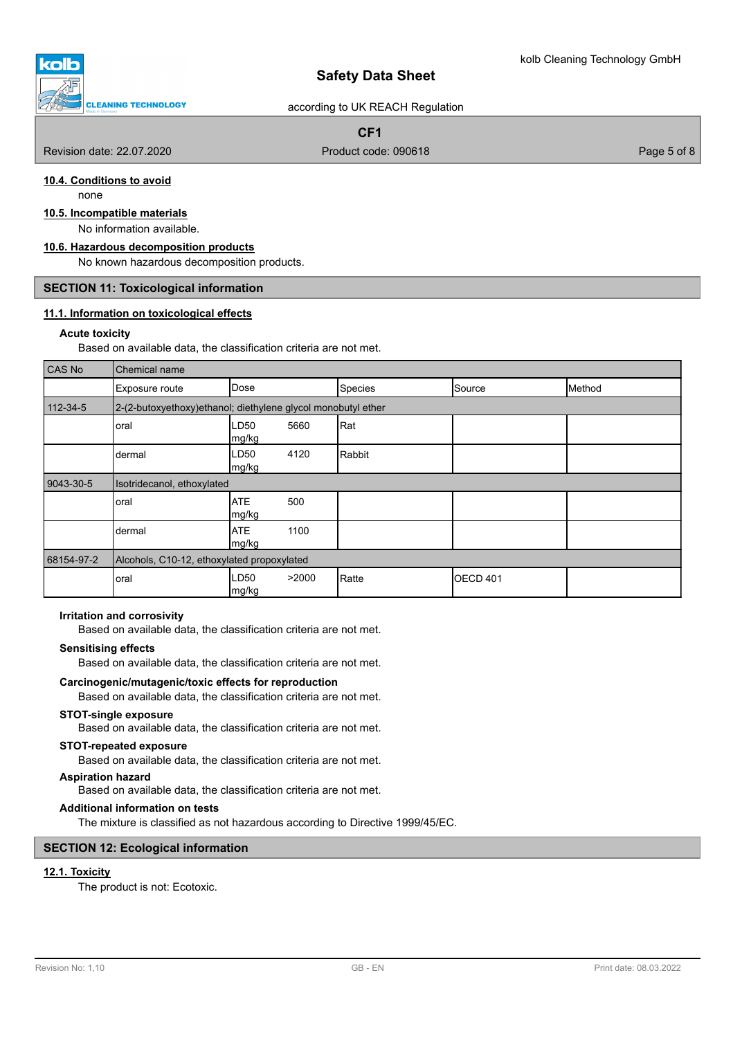#### 10.4. Conditions to avoid

none

#### 10.5. Incompatible materials

No information available.

#### 10.6. Hazardous decomposition products

No known hazardous decomposition products.

## SECTION 11: Toxicological information

#### 11.1. Information on toxicological effects

**Acute toxicity**

Based on available data, the classification criteria are not met.

| CAS No | Chemical name | | | | |
|---|---|---|---|---|---|
| | Exposure route | Dose | Species | Source | Method |
| 112-34-5 | 2-(2-butoxyethoxy)ethanol; diethylene glycol monobutyl ether | | | | |
| | oral | LD50 5660 mg/kg | Rat | | |
| | dermal | LD50 4120 mg/kg | Rabbit | | |
| 9043-30-5 | Isotridecanol, ethoxylated | | | | |
| | oral | ATE 500 mg/kg | | | |
| | dermal | ATE 1100 mg/kg | | | |
| 68154-97-2 | Alcohols, C10-12, ethoxylated propoxylated | | | | |
| | oral | LD50 >2000 mg/kg | Ratte | OECD 401 | |

**Irritation and corrosivity**

Based on available data, the classification criteria are not met.

**Sensitising effects**

Based on available data, the classification criteria are not met.

**Carcinogenic/mutagenic/toxic effects for reproduction**

Based on available data, the classification criteria are not met.

**STOT-single exposure**

Based on available data, the classification criteria are not met.

**STOT-repeated exposure**

Based on available data, the classification criteria are not met.

**Aspiration hazard**

Based on available data, the classification criteria are not met.

**Additional information on tests**

The mixture is classified as not hazardous according to Directive 1999/45/EC.

## SECTION 12: Ecological information

#### 12.1. Toxicity

The product is not: Ecotoxic.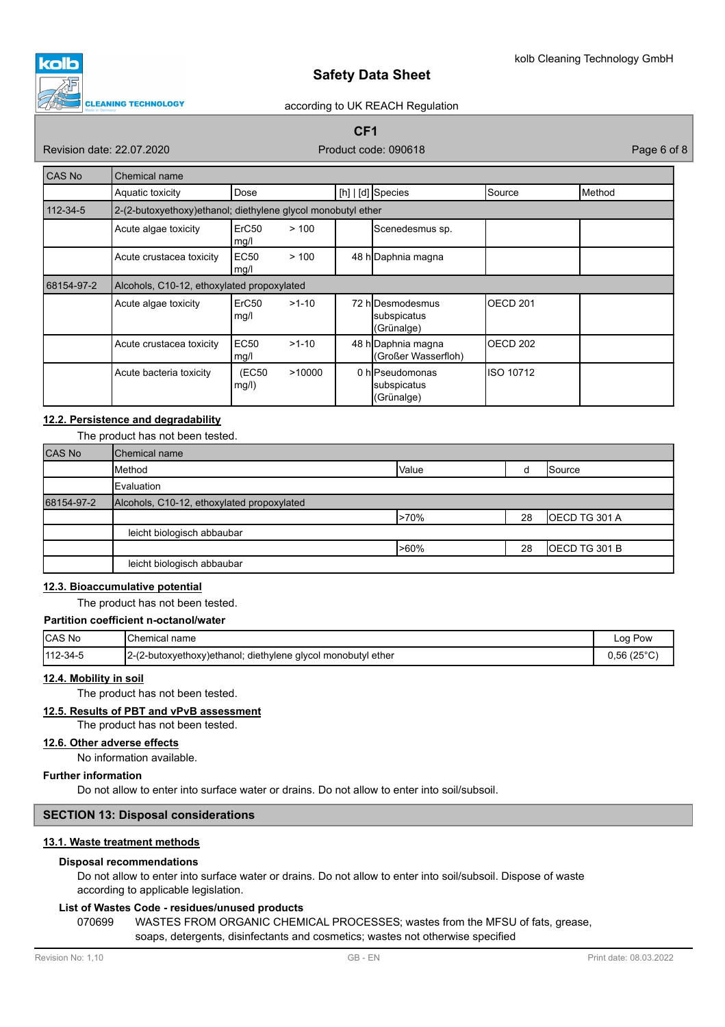| CAS No | Chemical name | | | | | |
|---|---|---|---|---|---|---|
| | Aquatic toxicity | Dose | | [h] \| [d] | Species | Source | Method |
| 112-34-5 | 2-(2-butoxyethoxy)ethanol; diethylene glycol monobutyl ether | | | | | |
| | Acute algae toxicity | ErC50 > 100 mg/l | | Scenedesmus sp. | | |
| | Acute crustacea toxicity | EC50 > 100 mg/l | 48 h | Daphnia magna | | |
| 68154-97-2 | Alcohols, C10-12, ethoxylated propoxylated | | | | | |
| | Acute algae toxicity | ErC50 >1-10 mg/l | 72 h | Desmodesmus subspicatus (Grünalge) | OECD 201 | |
| | Acute crustacea toxicity | EC50 >1-10 mg/l | 48 h | Daphnia magna (Großer Wasserfloh) | OECD 202 | |
| | Acute bacteria toxicity | (EC50 >10000 mg/l) | 0 h | Pseudomonas subspicatus (Grünalge) | ISO 10712 | |

## 12.2. Persistence and degradability

The product has not been tested.

| CAS No | Chemical name | | | |
|---|---|---|---|---|
| | Method | Value | d | Source |
| | Evaluation | | | |
| 68154-97-2 | Alcohols, C10-12, ethoxylated propoxylated | | | |
| | | >70% | 28 | OECD TG 301 A |
| | leicht biologisch abbaubar | | | |
| | | >60% | 28 | OECD TG 301 B |
| | leicht biologisch abbaubar | | | |

## 12.3. Bioaccumulative potential

The product has not been tested.

**Partition coefficient n-octanol/water**

| CAS No | Chemical name | Log Pow |
|---|---|---|
| 112-34-5 | 2-(2-butoxyethoxy)ethanol; diethylene glycol monobutyl ether | 0,56 (25°C) |

## 12.4. Mobility in soil

The product has not been tested.

## 12.5. Results of PBT and vPvB assessment

The product has not been tested.

## 12.6. Other adverse effects

No information available.

**Further information**

Do not allow to enter into surface water or drains. Do not allow to enter into soil/subsoil.

# SECTION 13: Disposal considerations

## 13.1. Waste treatment methods

**Disposal recommendations**

Do not allow to enter into surface water or drains. Do not allow to enter into soil/subsoil. Dispose of waste according to applicable legislation.

**List of Wastes Code - residues/unused products**

070699 WASTES FROM ORGANIC CHEMICAL PROCESSES; wastes from the MFSU of fats, grease, soaps, detergents, disinfectants and cosmetics; wastes not otherwise specified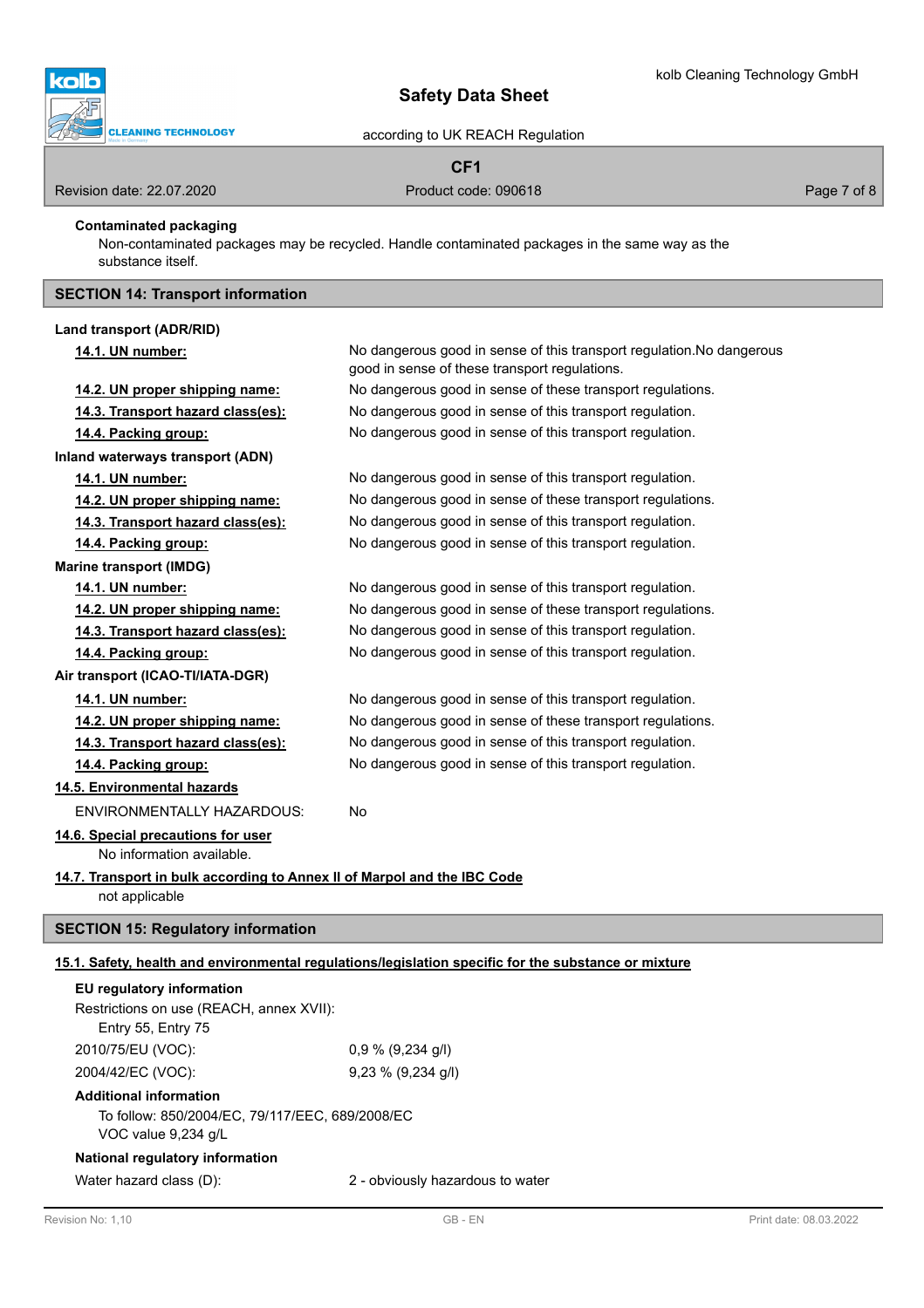**Contaminated packaging**

Non-contaminated packages may be recycled. Handle contaminated packages in the same way as the substance itself.

## SECTION 14: Transport information

**Land transport (ADR/RID)**

| | |
|---|---|
| **14.1. UN number:** | No dangerous good in sense of this transport regulation.No dangerous good in sense of these transport regulations. |
| **14.2. UN proper shipping name:** | No dangerous good in sense of these transport regulations. |
| **14.3. Transport hazard class(es):** | No dangerous good in sense of this transport regulation. |
| **14.4. Packing group:** | No dangerous good in sense of this transport regulation. |

**Inland waterways transport (ADN)**

| | |
|---|---|
| **14.1. UN number:** | No dangerous good in sense of this transport regulation. |
| **14.2. UN proper shipping name:** | No dangerous good in sense of these transport regulations. |
| **14.3. Transport hazard class(es):** | No dangerous good in sense of this transport regulation. |
| **14.4. Packing group:** | No dangerous good in sense of this transport regulation. |

**Marine transport (IMDG)**

| | |
|---|---|
| **14.1. UN number:** | No dangerous good in sense of this transport regulation. |
| **14.2. UN proper shipping name:** | No dangerous good in sense of these transport regulations. |
| **14.3. Transport hazard class(es):** | No dangerous good in sense of this transport regulation. |
| **14.4. Packing group:** | No dangerous good in sense of this transport regulation. |

**Air transport (ICAO-TI/IATA-DGR)**

| | |
|---|---|
| **14.1. UN number:** | No dangerous good in sense of this transport regulation. |
| **14.2. UN proper shipping name:** | No dangerous good in sense of these transport regulations. |
| **14.3. Transport hazard class(es):** | No dangerous good in sense of this transport regulation. |
| **14.4. Packing group:** | No dangerous good in sense of this transport regulation. |

**14.5. Environmental hazards**

ENVIRONMENTALLY HAZARDOUS: No

**14.6. Special precautions for user**

No information available.

**14.7. Transport in bulk according to Annex II of Marpol and the IBC Code**

not applicable

## SECTION 15: Regulatory information

**15.1. Safety, health and environmental regulations/legislation specific for the substance or mixture**

**EU regulatory information**

Restrictions on use (REACH, annex XVII):

Entry 55, Entry 75

| | |
|---|---|
| 2010/75/EU (VOC): | 0,9 % (9,234 g/l) |
| 2004/42/EC (VOC): | 9,23 % (9,234 g/l) |

**Additional information**

To follow: 850/2004/EC, 79/117/EEC, 689/2008/EC
VOC value 9,234 g/L

**National regulatory information**

Water hazard class (D): 2 - obviously hazardous to water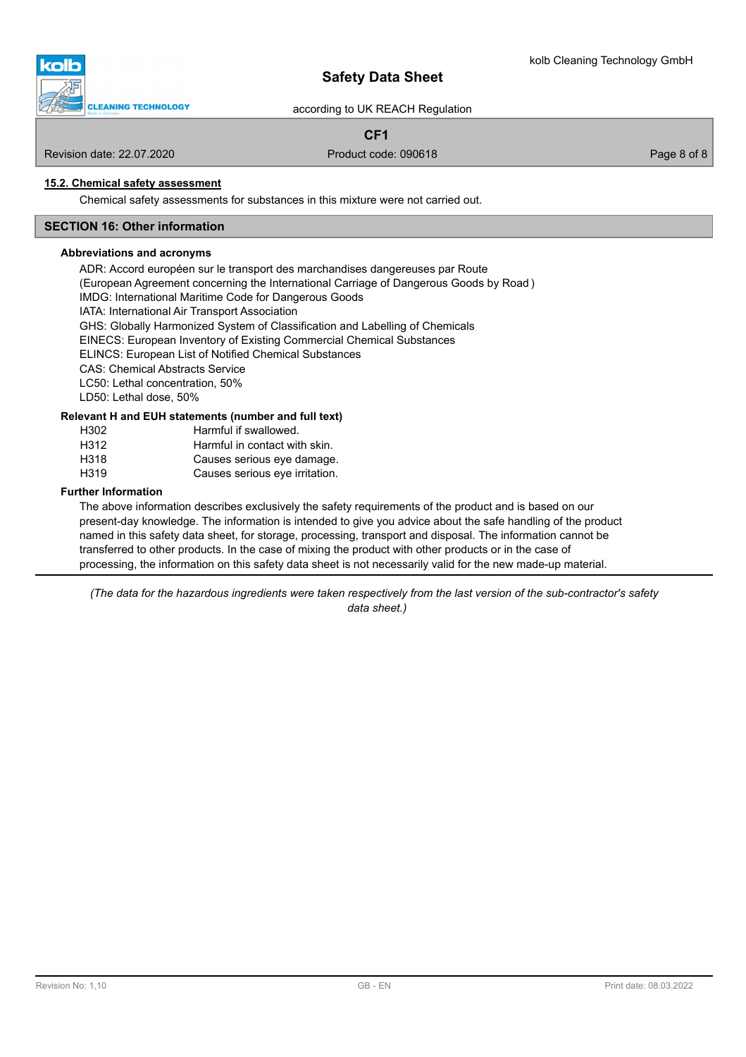### 15.2. Chemical safety assessment

Chemical safety assessments for substances in this mixture were not carried out.

## SECTION 16: Other information

**Abbreviations and acronyms**

ADR: Accord européen sur le transport des marchandises dangereuses par Route
(European Agreement concerning the International Carriage of Dangerous Goods by Road )
IMDG: International Maritime Code for Dangerous Goods
IATA: International Air Transport Association
GHS: Globally Harmonized System of Classification and Labelling of Chemicals
EINECS: European Inventory of Existing Commercial Chemical Substances
ELINCS: European List of Notified Chemical Substances
CAS: Chemical Abstracts Service
LC50: Lethal concentration, 50%
LD50: Lethal dose, 50%

**Relevant H and EUH statements (number and full text)**

| | |
|---|---|
| H302 | Harmful if swallowed. |
| H312 | Harmful in contact with skin. |
| H318 | Causes serious eye damage. |
| H319 | Causes serious eye irritation. |

**Further Information**

The above information describes exclusively the safety requirements of the product and is based on our present-day knowledge. The information is intended to give you advice about the safe handling of the product named in this safety data sheet, for storage, processing, transport and disposal. The information cannot be transferred to other products. In the case of mixing the product with other products or in the case of processing, the information on this safety data sheet is not necessarily valid for the new made-up material.

---

*(The data for the hazardous ingredients were taken respectively from the last version of the sub-contractor's safety data sheet.)*